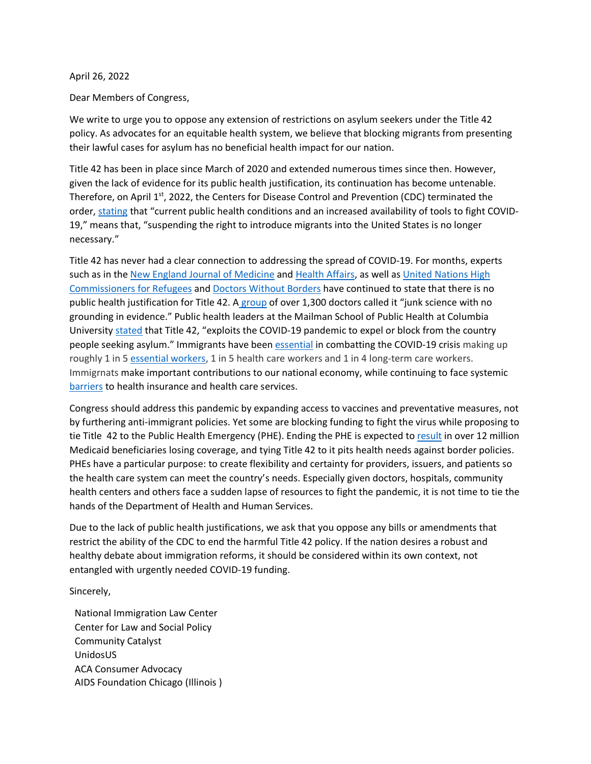April 26, 2022

Dear Members of Congress,

We write to urge you to oppose any extension of restrictions on asylum seekers under the Title 42 policy. As advocates for an equitable health system, we believe that blocking migrants from presenting their lawful cases for asylum has no beneficial health impact for our nation.

Title 42 has been in place since March of 2020 and extended numerous times since then. However, given the lack of evidence for its public health justification, its continuation has become untenable. Therefore, on April 1st, 2022, the Centers for Disease Control and Prevention (CDC) terminated the order, stating that "current public health conditions and an increased availability of tools to fight COVID-19," means that, "suspending the right to introduce migrants into the United States is no longer necessary."

Title 42 has never had a clear connection to addressing the spread of COVID-19. For months, experts such as in the New England Journal of Medicine and Health Affairs, as well as United Nations High Commissioners for Refugees and Doctors Without Borders have continued to state that there is no public health justification for Title 42. A group of over 1,300 doctors called it "junk science with no grounding in evidence." Public health leaders at the Mailman School of Public Health at Columbia University stated that Title 42, "exploits the COVID-19 pandemic to expel or block from the country people seeking asylum." Immigrants have been essential in combatting the COVID-19 crisis making up roughly 1 in 5 essential workers, 1 in 5 health care workers and 1 in 4 long-term care workers. Immigrnats make important contributions to our national economy, while continuing to face systemic barriers to health insurance and health care services.

Congress should address this pandemic by expanding access to vaccines and preventative measures, not by furthering anti-immigrant policies. Yet some are blocking funding to fight the virus while proposing to tie Title 42 to the Public Health Emergency (PHE). Ending the PHE is expected to result in over 12 million Medicaid beneficiaries losing coverage, and tying Title 42 to it pits health needs against border policies. PHEs have a particular purpose: to create flexibility and certainty for providers, issuers, and patients so the health care system can meet the country's needs. Especially given doctors, hospitals, community health centers and others face a sudden lapse of resources to fight the pandemic, it is not time to tie the hands of the Department of Health and Human Services.

Due to the lack of public health justifications, we ask that you oppose any bills or amendments that restrict the ability of the CDC to end the harmful Title 42 policy. If the nation desires a robust and healthy debate about immigration reforms, it should be considered within its own context, not entangled with urgently needed COVID-19 funding.

Sincerely,

National Immigration Law Center  
Center for Law and Social Policy  
Community Catalyst  
UnidosUS  
ACA Consumer Advocacy  
AIDS Foundation Chicago (Illinois )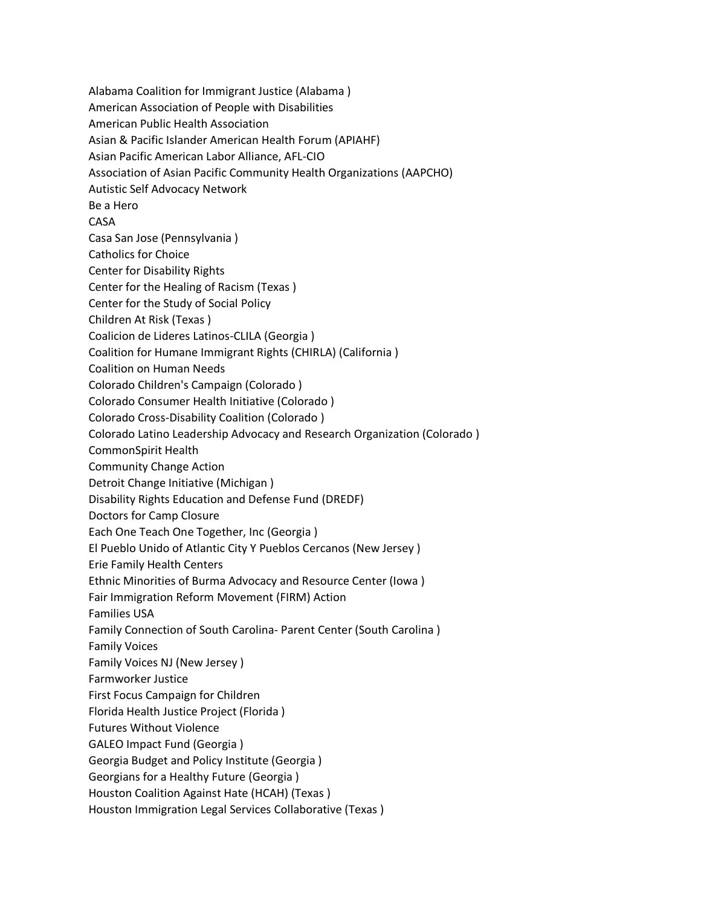Alabama Coalition for Immigrant Justice (Alabama )
American Association of People with Disabilities
American Public Health Association
Asian & Pacific Islander American Health Forum (APIAHF)
Asian Pacific American Labor Alliance, AFL-CIO
Association of Asian Pacific Community Health Organizations (AAPCHO)
Autistic Self Advocacy Network
Be a Hero
CASA
Casa San Jose (Pennsylvania )
Catholics for Choice
Center for Disability Rights
Center for the Healing of Racism (Texas )
Center for the Study of Social Policy
Children At Risk (Texas )
Coalicion de Lideres Latinos-CLILA (Georgia )
Coalition for Humane Immigrant Rights (CHIRLA) (California )
Coalition on Human Needs
Colorado Children's Campaign (Colorado )
Colorado Consumer Health Initiative (Colorado )
Colorado Cross-Disability Coalition (Colorado )
Colorado Latino Leadership Advocacy and Research Organization (Colorado )
CommonSpirit Health
Community Change Action
Detroit Change Initiative (Michigan )
Disability Rights Education and Defense Fund (DREDF)
Doctors for Camp Closure
Each One Teach One Together, Inc (Georgia )
El Pueblo Unido of Atlantic City Y Pueblos Cercanos (New Jersey )
Erie Family Health Centers
Ethnic Minorities of Burma Advocacy and Resource Center (Iowa )
Fair Immigration Reform Movement (FIRM) Action
Families USA
Family Connection of South Carolina- Parent Center (South Carolina )
Family Voices
Family Voices NJ (New Jersey )
Farmworker Justice
First Focus Campaign for Children
Florida Health Justice Project (Florida )
Futures Without Violence
GALEO Impact Fund (Georgia )
Georgia Budget and Policy Institute (Georgia )
Georgians for a Healthy Future (Georgia )
Houston Coalition Against Hate (HCAH) (Texas )
Houston Immigration Legal Services Collaborative (Texas )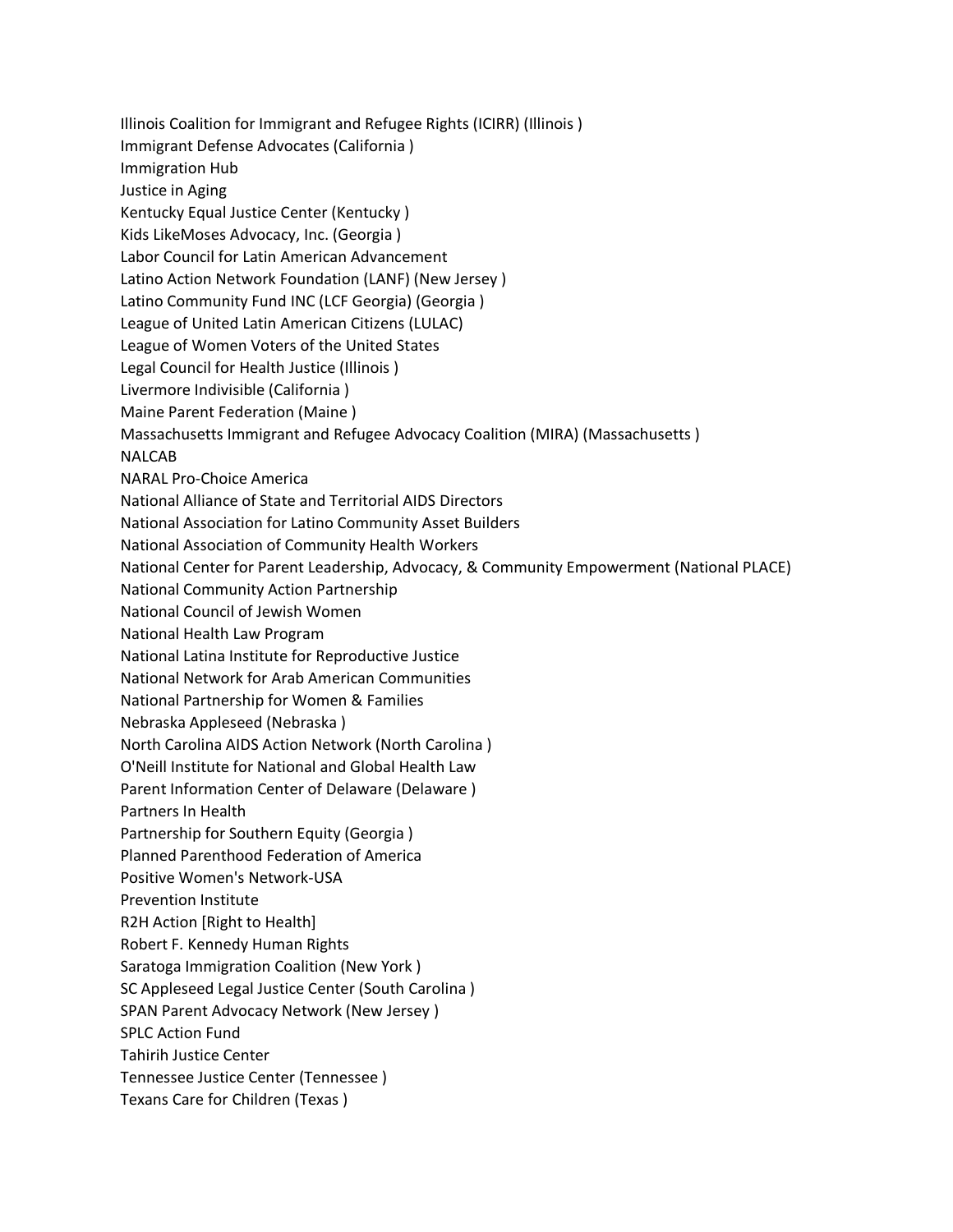Illinois Coalition for Immigrant and Refugee Rights (ICIRR) (Illinois )
Immigrant Defense Advocates (California )
Immigration Hub
Justice in Aging
Kentucky Equal Justice Center (Kentucky )
Kids LikeMoses Advocacy, Inc. (Georgia )
Labor Council for Latin American Advancement
Latino Action Network Foundation (LANF) (New Jersey )
Latino Community Fund INC (LCF Georgia) (Georgia )
League of United Latin American Citizens (LULAC)
League of Women Voters of the United States
Legal Council for Health Justice (Illinois )
Livermore Indivisible (California )
Maine Parent Federation (Maine )
Massachusetts Immigrant and Refugee Advocacy Coalition (MIRA) (Massachusetts )
NALCAB
NARAL Pro-Choice America
National Alliance of State and Territorial AIDS Directors
National Association for Latino Community Asset Builders
National Association of Community Health Workers
National Center for Parent Leadership, Advocacy, & Community Empowerment (National PLACE)
National Community Action Partnership
National Council of Jewish Women
National Health Law Program
National Latina Institute for Reproductive Justice
National Network for Arab American Communities
National Partnership for Women & Families
Nebraska Appleseed (Nebraska )
North Carolina AIDS Action Network (North Carolina )
O'Neill Institute for National and Global Health Law
Parent Information Center of Delaware (Delaware )
Partners In Health
Partnership for Southern Equity (Georgia )
Planned Parenthood Federation of America
Positive Women's Network-USA
Prevention Institute
R2H Action [Right to Health]
Robert F. Kennedy Human Rights
Saratoga Immigration Coalition (New York )
SC Appleseed Legal Justice Center (South Carolina )
SPAN Parent Advocacy Network (New Jersey )
SPLC Action Fund
Tahirih Justice Center
Tennessee Justice Center (Tennessee )
Texans Care for Children (Texas )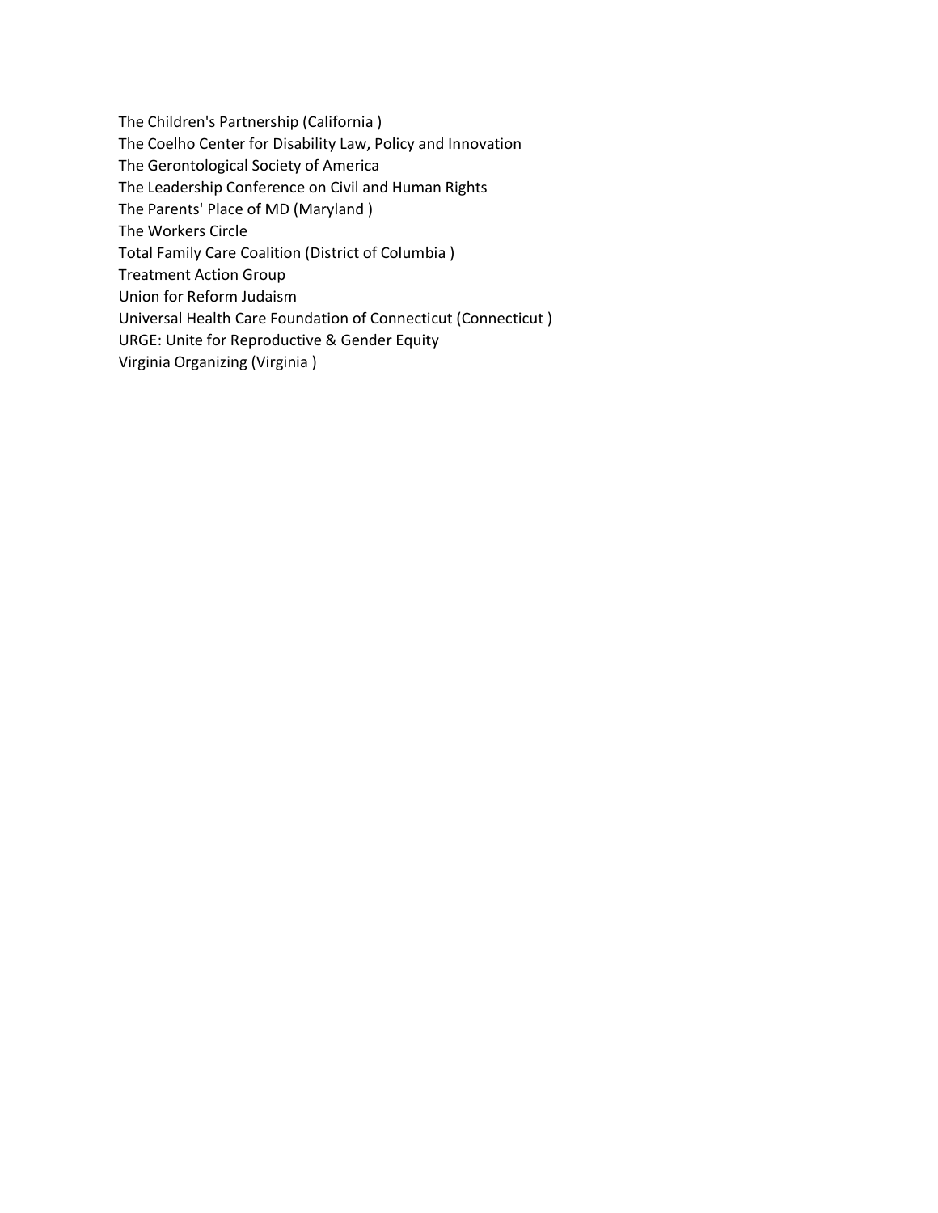The Children's Partnership (California )
The Coelho Center for Disability Law, Policy and Innovation
The Gerontological Society of America
The Leadership Conference on Civil and Human Rights
The Parents' Place of MD (Maryland )
The Workers Circle
Total Family Care Coalition (District of Columbia )
Treatment Action Group
Union for Reform Judaism
Universal Health Care Foundation of Connecticut (Connecticut )
URGE: Unite for Reproductive & Gender Equity
Virginia Organizing (Virginia )